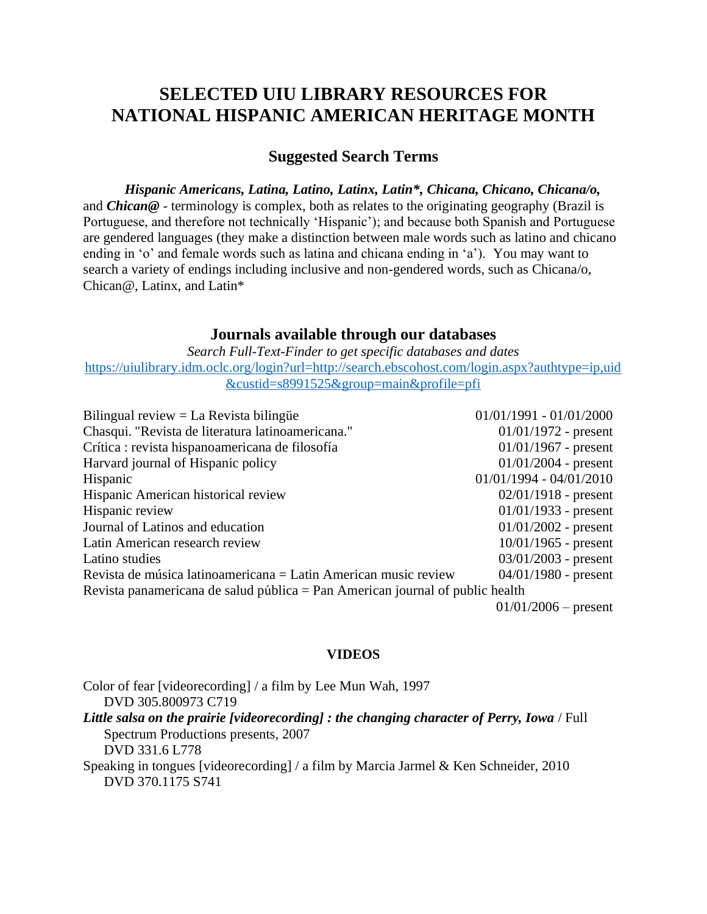# SELECTED UIU LIBRARY RESOURCES FOR NATIONAL HISPANIC AMERICAN HERITAGE MONTH

## Suggested Search Terms

***Hispanic Americans, Latina, Latino, Latinx, Latin*, Chicana, Chicano, Chicana/o,*** and ***Chican@*** - terminology is complex, both as relates to the originating geography (Brazil is Portuguese, and therefore not technically 'Hispanic'); and because both Spanish and Portuguese are gendered languages (they make a distinction between male words such as latino and chicano ending in 'o' and female words such as latina and chicana ending in 'a'). You may want to search a variety of endings including inclusive and non-gendered words, such as Chicana/o, Chican@, Latinx, and Latin*

## Journals available through our databases

*Search Full-Text-Finder to get specific databases and dates*

[https://uiulibrary.idm.oclc.org/login?url=http://search.ebscohost.com/login.aspx?authtype=ip,uid&custid=s8991525&group=main&profile=pfi](https://uiulibrary.idm.oclc.org/login?url=http://search.ebscohost.com/login.aspx?authtype=ip,uid&custid=s8991525&group=main&profile=pfi)

| Journal | Dates |
|---|---|
| Bilingual review = La Revista bilingüe | 01/01/1991 - 01/01/2000 |
| Chasqui. "Revista de literatura latinoamericana." | 01/01/1972 - present |
| Crítica : revista hispanoamericana de filosofía | 01/01/1967 - present |
| Harvard journal of Hispanic policy | 01/01/2004 - present |
| Hispanic | 01/01/1994 - 04/01/2010 |
| Hispanic American historical review | 02/01/1918 - present |
| Hispanic review | 01/01/1933 - present |
| Journal of Latinos and education | 01/01/2002 - present |
| Latin American research review | 10/01/1965 - present |
| Latino studies | 03/01/2003 - present |
| Revista de música latinoamericana = Latin American music review | 04/01/1980 - present |
| Revista panamericana de salud pública = Pan American journal of public health | 01/01/2006 – present |

### VIDEOS

Color of fear [videorecording] / a film by Lee Mun Wah, 1997
DVD 305.800973 C719

***Little salsa on the prairie [videorecording] : the changing character of Perry, Iowa*** / Full Spectrum Productions presents, 2007
DVD 331.6 L778

Speaking in tongues [videorecording] / a film by Marcia Jarmel & Ken Schneider, 2010
DVD 370.1175 S741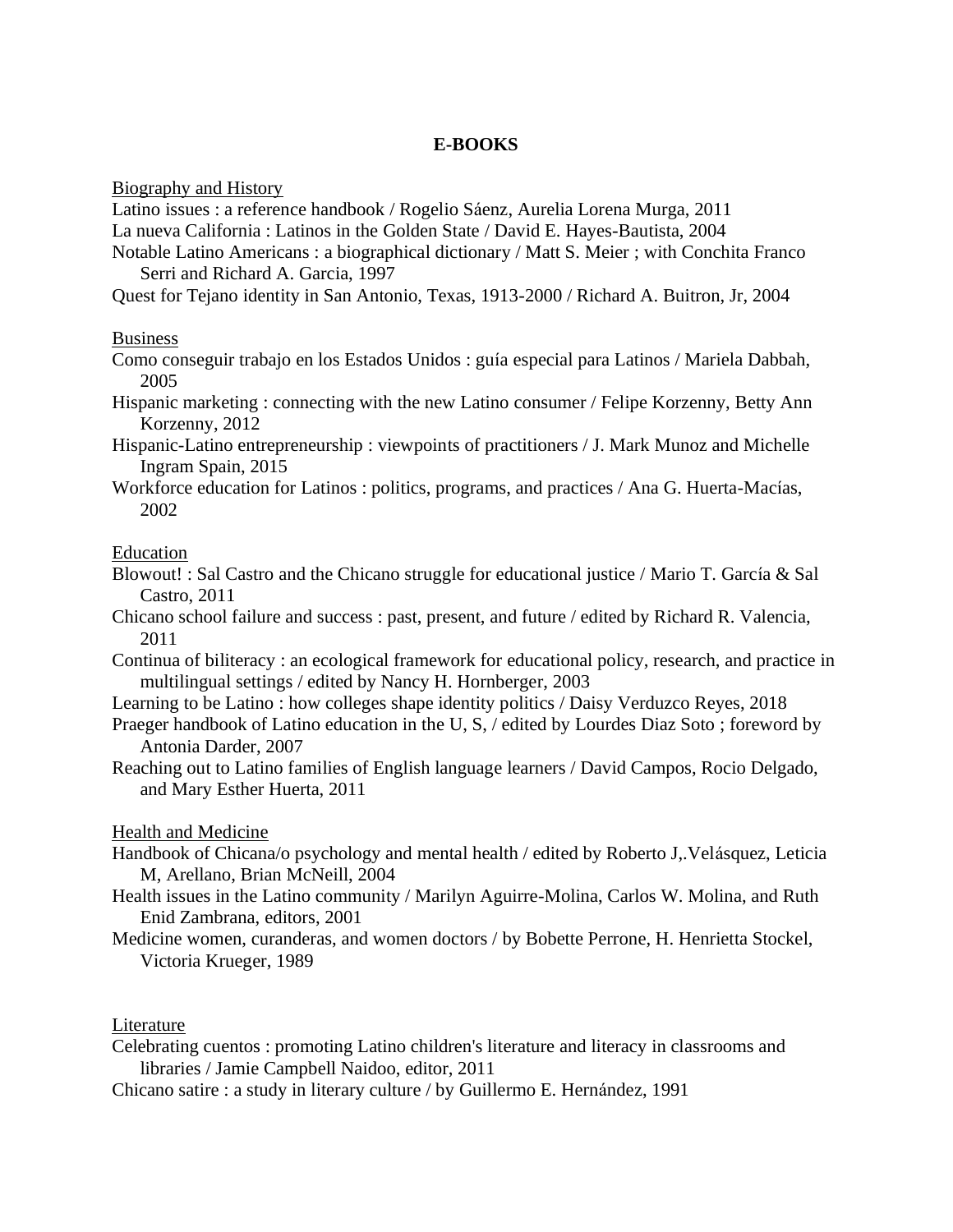# E-BOOKS

Biography and History

Latino issues : a reference handbook / Rogelio Sáenz, Aurelia Lorena Murga, 2011

La nueva California : Latinos in the Golden State / David E. Hayes-Bautista, 2004

Notable Latino Americans : a biographical dictionary / Matt S. Meier ; with Conchita Franco Serri and Richard A. Garcia, 1997

Quest for Tejano identity in San Antonio, Texas, 1913-2000 / Richard A. Buitron, Jr, 2004

Business

Como conseguir trabajo en los Estados Unidos : guía especial para Latinos / Mariela Dabbah, 2005

Hispanic marketing : connecting with the new Latino consumer / Felipe Korzenny, Betty Ann Korzenny, 2012

Hispanic-Latino entrepreneurship : viewpoints of practitioners / J. Mark Munoz and Michelle Ingram Spain, 2015

Workforce education for Latinos : politics, programs, and practices / Ana G. Huerta-Macías, 2002

Education

Blowout! : Sal Castro and the Chicano struggle for educational justice / Mario T. García & Sal Castro, 2011

Chicano school failure and success : past, present, and future / edited by Richard R. Valencia, 2011

Continua of biliteracy : an ecological framework for educational policy, research, and practice in multilingual settings / edited by Nancy H. Hornberger, 2003

Learning to be Latino : how colleges shape identity politics / Daisy Verduzco Reyes, 2018

Praeger handbook of Latino education in the U, S, / edited by Lourdes Diaz Soto ; foreword by Antonia Darder, 2007

Reaching out to Latino families of English language learners / David Campos, Rocio Delgado, and Mary Esther Huerta, 2011

Health and Medicine

Handbook of Chicana/o psychology and mental health / edited by Roberto J,.Velásquez, Leticia M, Arellano, Brian McNeill, 2004

Health issues in the Latino community / Marilyn Aguirre-Molina, Carlos W. Molina, and Ruth Enid Zambrana, editors, 2001

Medicine women, curanderas, and women doctors / by Bobette Perrone, H. Henrietta Stockel, Victoria Krueger, 1989

Literature

Celebrating cuentos : promoting Latino children's literature and literacy in classrooms and libraries / Jamie Campbell Naidoo, editor, 2011

Chicano satire : a study in literary culture / by Guillermo E. Hernández, 1991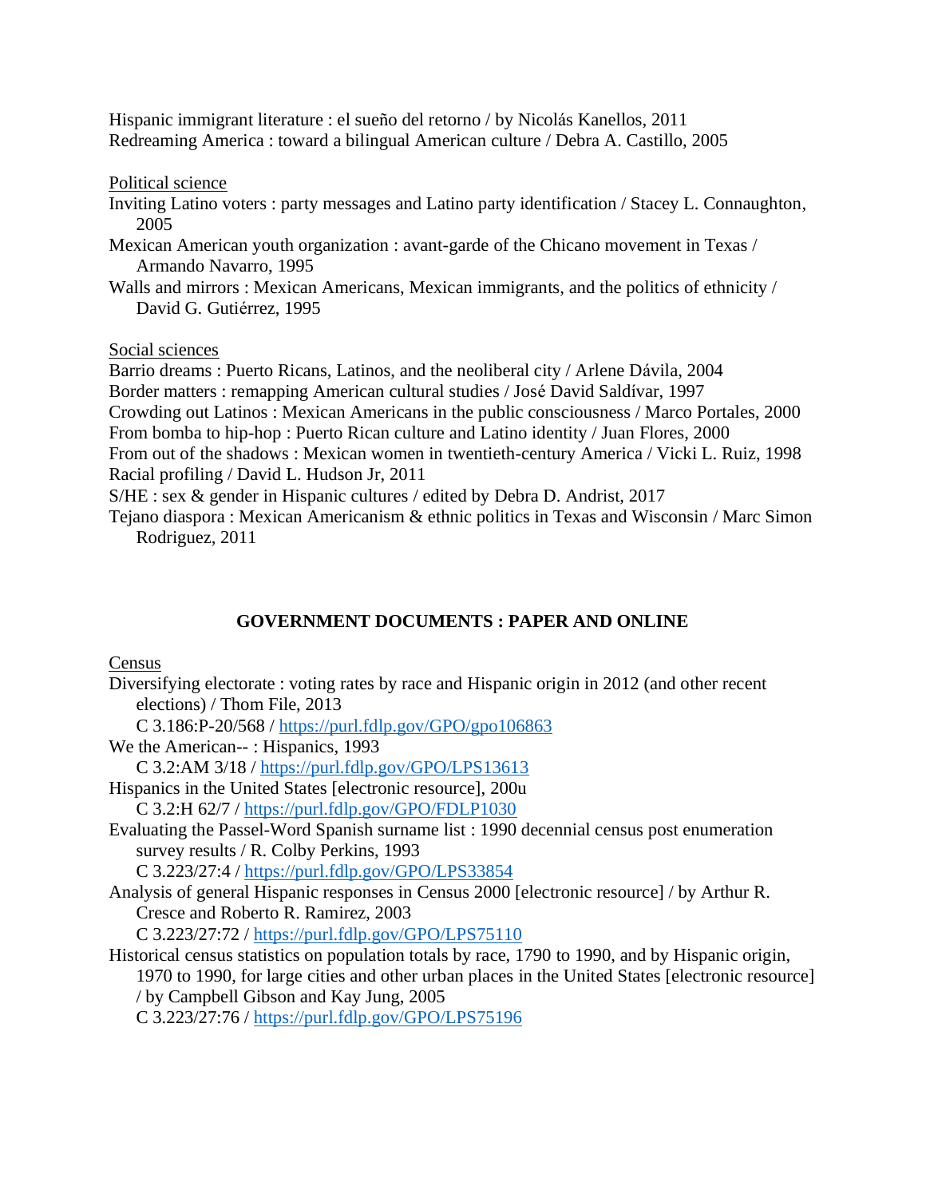Hispanic immigrant literature : el sueño del retorno / by Nicolás Kanellos, 2011
Redreaming America : toward a bilingual American culture / Debra A. Castillo, 2005

<u>Political science</u>

Inviting Latino voters : party messages and Latino party identification / Stacey L. Connaughton, 2005
Mexican American youth organization : avant-garde of the Chicano movement in Texas / Armando Navarro, 1995
Walls and mirrors : Mexican Americans, Mexican immigrants, and the politics of ethnicity / David G. Gutiérrez, 1995

<u>Social sciences</u>

Barrio dreams : Puerto Ricans, Latinos, and the neoliberal city / Arlene Dávila, 2004
Border matters : remapping American cultural studies / José David Saldívar, 1997
Crowding out Latinos : Mexican Americans in the public consciousness / Marco Portales, 2000
From bomba to hip-hop : Puerto Rican culture and Latino identity / Juan Flores, 2000
From out of the shadows : Mexican women in twentieth-century America / Vicki L. Ruiz, 1998
Racial profiling / David L. Hudson Jr, 2011
S/HE : sex & gender in Hispanic cultures / edited by Debra D. Andrist, 2017
Tejano diaspora : Mexican Americanism & ethnic politics in Texas and Wisconsin / Marc Simon Rodriguez, 2011

## GOVERNMENT DOCUMENTS : PAPER AND ONLINE

<u>Census</u>

Diversifying electorate : voting rates by race and Hispanic origin in 2012 (and other recent elections) / Thom File, 2013
C 3.186:P-20/568 / https://purl.fdlp.gov/GPO/gpo106863
We the American-- : Hispanics, 1993
C 3.2:AM 3/18 / https://purl.fdlp.gov/GPO/LPS13613
Hispanics in the United States [electronic resource], 200u
C 3.2:H 62/7 / https://purl.fdlp.gov/GPO/FDLP1030
Evaluating the Passel-Word Spanish surname list : 1990 decennial census post enumeration survey results / R. Colby Perkins, 1993
C 3.223/27:4 / https://purl.fdlp.gov/GPO/LPS33854
Analysis of general Hispanic responses in Census 2000 [electronic resource] / by Arthur R. Cresce and Roberto R. Ramirez, 2003
C 3.223/27:72 / https://purl.fdlp.gov/GPO/LPS75110
Historical census statistics on population totals by race, 1790 to 1990, and by Hispanic origin, 1970 to 1990, for large cities and other urban places in the United States [electronic resource] / by Campbell Gibson and Kay Jung, 2005
C 3.223/27:76 / https://purl.fdlp.gov/GPO/LPS75196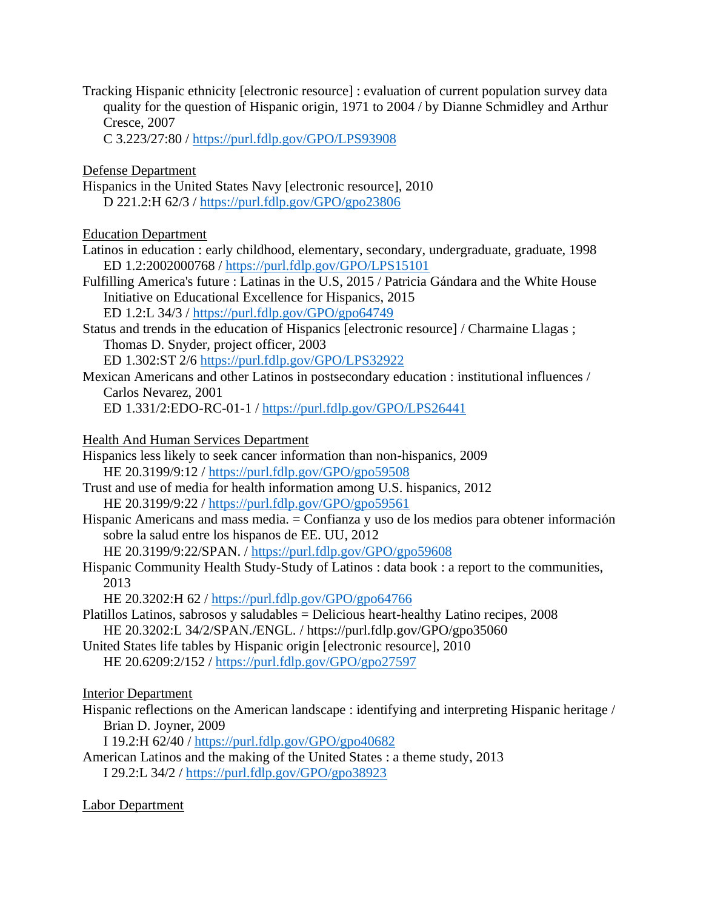Tracking Hispanic ethnicity [electronic resource] : evaluation of current population survey data quality for the question of Hispanic origin, 1971 to 2004 / by Dianne Schmidley and Arthur Cresce, 2007
C 3.223/27:80 / https://purl.fdlp.gov/GPO/LPS93908

Defense Department

Hispanics in the United States Navy [electronic resource], 2010
D 221.2:H 62/3 / https://purl.fdlp.gov/GPO/gpo23806

Education Department

Latinos in education : early childhood, elementary, secondary, undergraduate, graduate, 1998
ED 1.2:2002000768 / https://purl.fdlp.gov/GPO/LPS15101

Fulfilling America's future : Latinas in the U.S, 2015 / Patricia Gándara and the White House Initiative on Educational Excellence for Hispanics, 2015
ED 1.2:L 34/3 / https://purl.fdlp.gov/GPO/gpo64749

Status and trends in the education of Hispanics [electronic resource] / Charmaine Llagas ; Thomas D. Snyder, project officer, 2003
ED 1.302:ST 2/6 https://purl.fdlp.gov/GPO/LPS32922

Mexican Americans and other Latinos in postsecondary education : institutional influences / Carlos Nevarez, 2001
ED 1.331/2:EDO-RC-01-1 / https://purl.fdlp.gov/GPO/LPS26441

Health And Human Services Department

Hispanics less likely to seek cancer information than non-hispanics, 2009
HE 20.3199/9:12 / https://purl.fdlp.gov/GPO/gpo59508

Trust and use of media for health information among U.S. hispanics, 2012
HE 20.3199/9:22 / https://purl.fdlp.gov/GPO/gpo59561

Hispanic Americans and mass media. = Confianza y uso de los medios para obtener información sobre la salud entre los hispanos de EE. UU, 2012
HE 20.3199/9:22/SPAN. / https://purl.fdlp.gov/GPO/gpo59608

Hispanic Community Health Study-Study of Latinos : data book : a report to the communities, 2013
HE 20.3202:H 62 / https://purl.fdlp.gov/GPO/gpo64766

Platillos Latinos, sabrosos y saludables = Delicious heart-healthy Latino recipes, 2008
HE 20.3202:L 34/2/SPAN./ENGL. / https://purl.fdlp.gov/GPO/gpo35060

United States life tables by Hispanic origin [electronic resource], 2010
HE 20.6209:2/152 / https://purl.fdlp.gov/GPO/gpo27597

Interior Department

Hispanic reflections on the American landscape : identifying and interpreting Hispanic heritage / Brian D. Joyner, 2009
I 19.2:H 62/40 / https://purl.fdlp.gov/GPO/gpo40682

American Latinos and the making of the United States : a theme study, 2013
I 29.2:L 34/2 / https://purl.fdlp.gov/GPO/gpo38923

Labor Department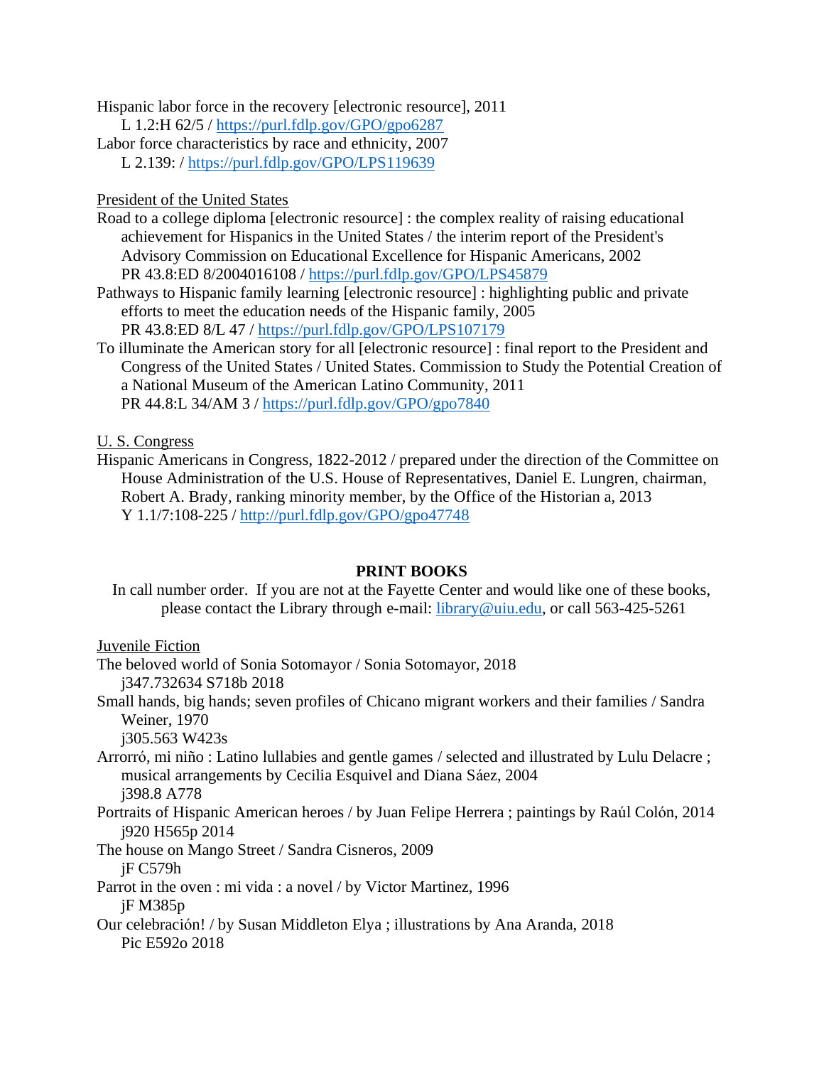Hispanic labor force in the recovery [electronic resource], 2011
L 1.2:H 62/5 / [https://purl.fdlp.gov/GPO/gpo6287](https://purl.fdlp.gov/GPO/gpo6287)

Labor force characteristics by race and ethnicity, 2007
L 2.139: / [https://purl.fdlp.gov/GPO/LPS119639](https://purl.fdlp.gov/GPO/LPS119639)

<u>President of the United States</u>

Road to a college diploma [electronic resource] : the complex reality of raising educational achievement for Hispanics in the United States / the interim report of the President's Advisory Commission on Educational Excellence for Hispanic Americans, 2002
PR 43.8:ED 8/2004016108 / [https://purl.fdlp.gov/GPO/LPS45879](https://purl.fdlp.gov/GPO/LPS45879)

Pathways to Hispanic family learning [electronic resource] : highlighting public and private efforts to meet the education needs of the Hispanic family, 2005
PR 43.8:ED 8/L 47 / [https://purl.fdlp.gov/GPO/LPS107179](https://purl.fdlp.gov/GPO/LPS107179)

To illuminate the American story for all [electronic resource] : final report to the President and Congress of the United States / United States. Commission to Study the Potential Creation of a National Museum of the American Latino Community, 2011
PR 44.8:L 34/AM 3 / [https://purl.fdlp.gov/GPO/gpo7840](https://purl.fdlp.gov/GPO/gpo7840)

<u>U. S. Congress</u>

Hispanic Americans in Congress, 1822-2012 / prepared under the direction of the Committee on House Administration of the U.S. House of Representatives, Daniel E. Lungren, chairman, Robert A. Brady, ranking minority member, by the Office of the Historian a, 2013
Y 1.1/7:108-225 / [http://purl.fdlp.gov/GPO/gpo47748](http://purl.fdlp.gov/GPO/gpo47748)

## PRINT BOOKS

In call number order. If you are not at the Fayette Center and would like one of these books, please contact the Library through e-mail: [library@uiu.edu](mailto:library@uiu.edu), or call 563-425-5261

<u>Juvenile Fiction</u>

The beloved world of Sonia Sotomayor / Sonia Sotomayor, 2018
j347.732634 S718b 2018

Small hands, big hands; seven profiles of Chicano migrant workers and their families / Sandra Weiner, 1970
j305.563 W423s

Arrorró, mi niño : Latino lullabies and gentle games / selected and illustrated by Lulu Delacre ; musical arrangements by Cecilia Esquivel and Diana Sáez, 2004
j398.8 A778

Portraits of Hispanic American heroes / by Juan Felipe Herrera ; paintings by Raúl Colón, 2014
j920 H565p 2014

The house on Mango Street / Sandra Cisneros, 2009
jF C579h

Parrot in the oven : mi vida : a novel / by Victor Martinez, 1996
jF M385p

Our celebración! / by Susan Middleton Elya ; illustrations by Ana Aranda, 2018
Pic E592o 2018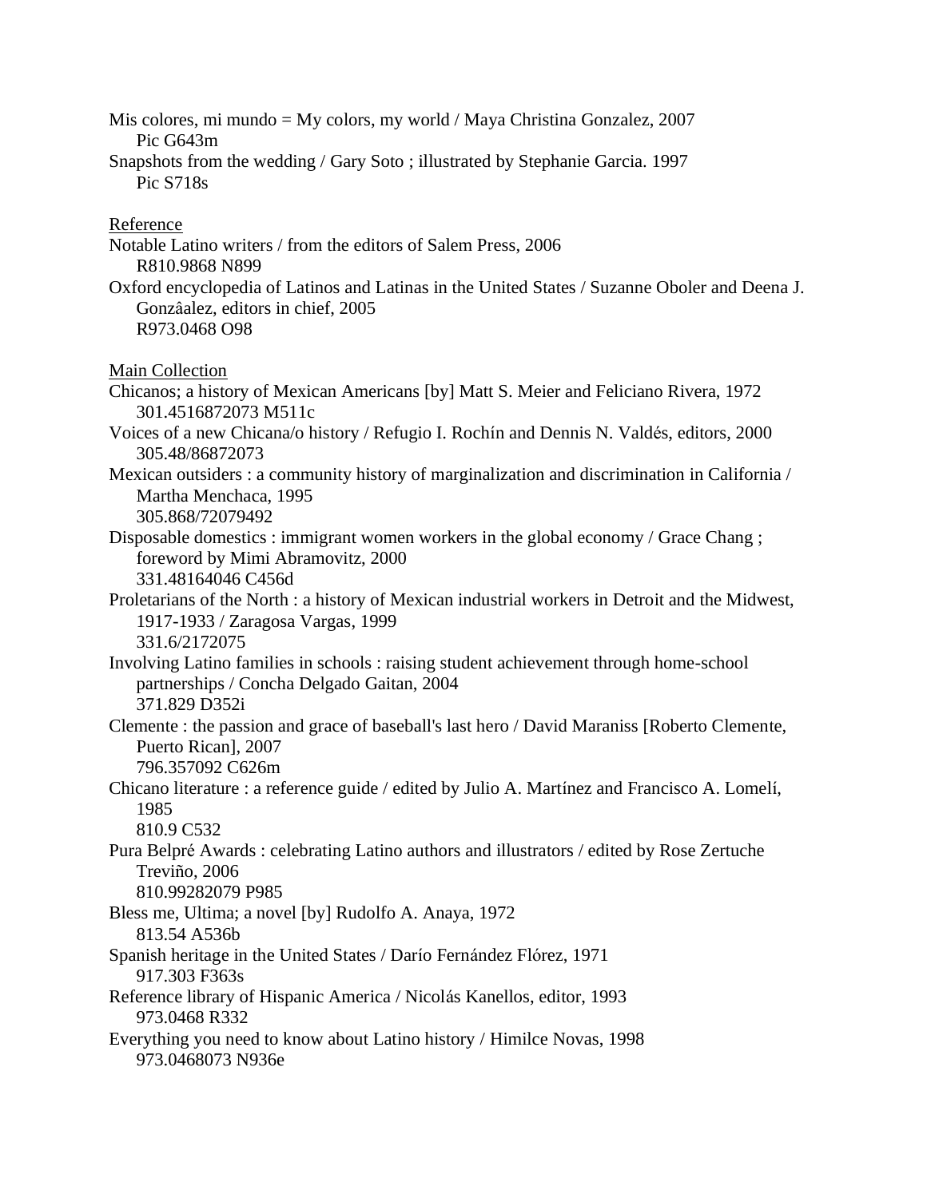Mis colores, mi mundo = My colors, my world / Maya Christina Gonzalez, 2007
    Pic G643m

Snapshots from the wedding / Gary Soto ; illustrated by Stephanie Garcia. 1997
    Pic S718s

<u>Reference</u>

Notable Latino writers / from the editors of Salem Press, 2006
    R810.9868 N899

Oxford encyclopedia of Latinos and Latinas in the United States / Suzanne Oboler and Deena J. Gonzâalez, editors in chief, 2005
    R973.0468 O98

<u>Main Collection</u>

Chicanos; a history of Mexican Americans [by] Matt S. Meier and Feliciano Rivera, 1972
    301.4516872073 M511c

Voices of a new Chicana/o history / Refugio I. Rochín and Dennis N. Valdés, editors, 2000
    305.48/86872073

Mexican outsiders : a community history of marginalization and discrimination in California / Martha Menchaca, 1995
    305.868/72079492

Disposable domestics : immigrant women workers in the global economy / Grace Chang ; foreword by Mimi Abramovitz, 2000
    331.48164046 C456d

Proletarians of the North : a history of Mexican industrial workers in Detroit and the Midwest, 1917-1933 / Zaragosa Vargas, 1999
    331.6/2172075

Involving Latino families in schools : raising student achievement through home-school partnerships / Concha Delgado Gaitan, 2004
    371.829 D352i

Clemente : the passion and grace of baseball's last hero / David Maraniss [Roberto Clemente, Puerto Rican], 2007
    796.357092 C626m

Chicano literature : a reference guide / edited by Julio A. Martínez and Francisco A. Lomelí, 1985
    810.9 C532

Pura Belpré Awards : celebrating Latino authors and illustrators / edited by Rose Zertuche Treviño, 2006
    810.99282079 P985

Bless me, Ultima; a novel [by] Rudolfo A. Anaya, 1972
    813.54 A536b

Spanish heritage in the United States / Darío Fernández Flórez, 1971
    917.303 F363s

Reference library of Hispanic America / Nicolás Kanellos, editor, 1993
    973.0468 R332

Everything you need to know about Latino history / Himilce Novas, 1998
    973.0468073 N936e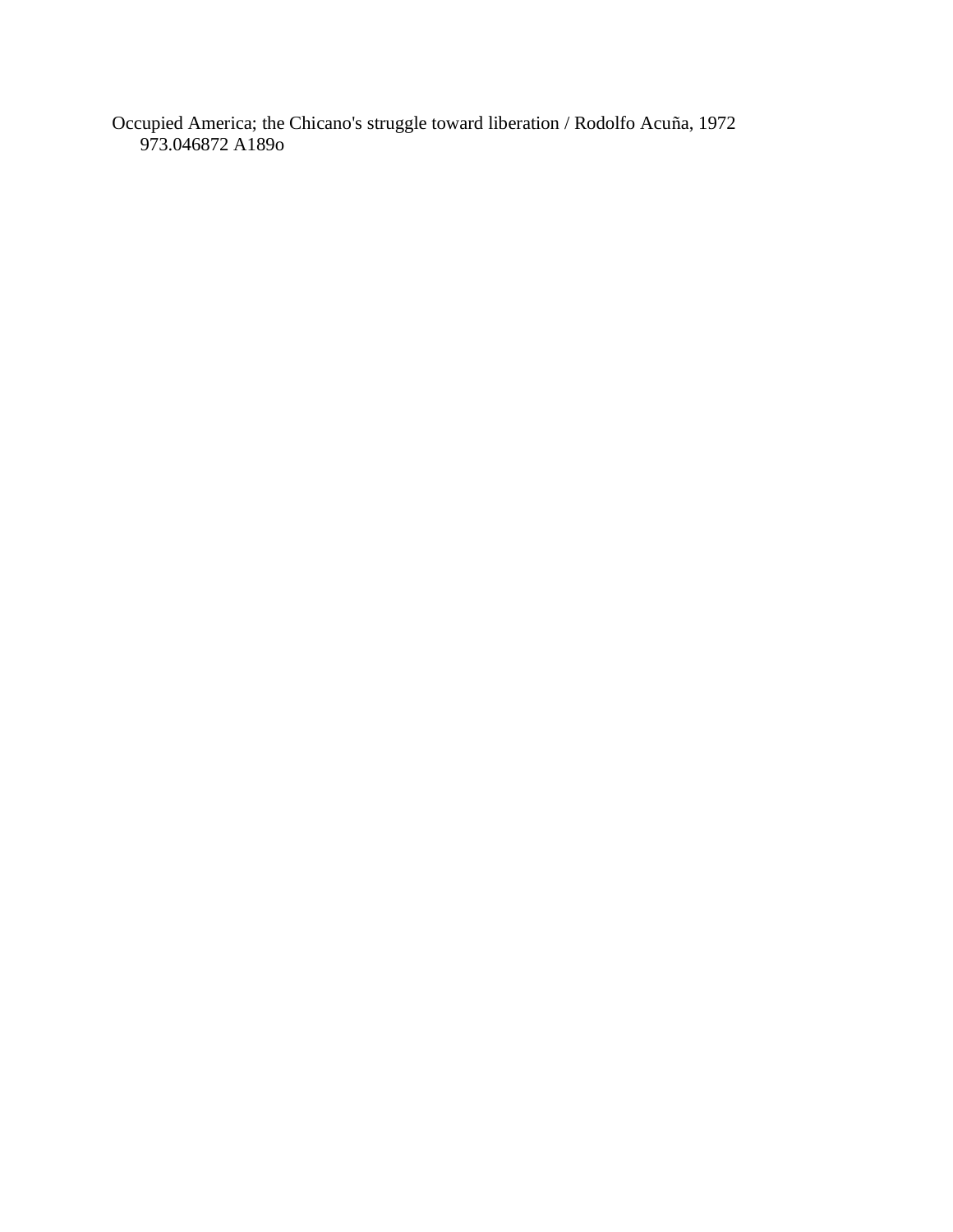Occupied America; the Chicano's struggle toward liberation / Rodolfo Acuña, 1972
973.046872 A189o